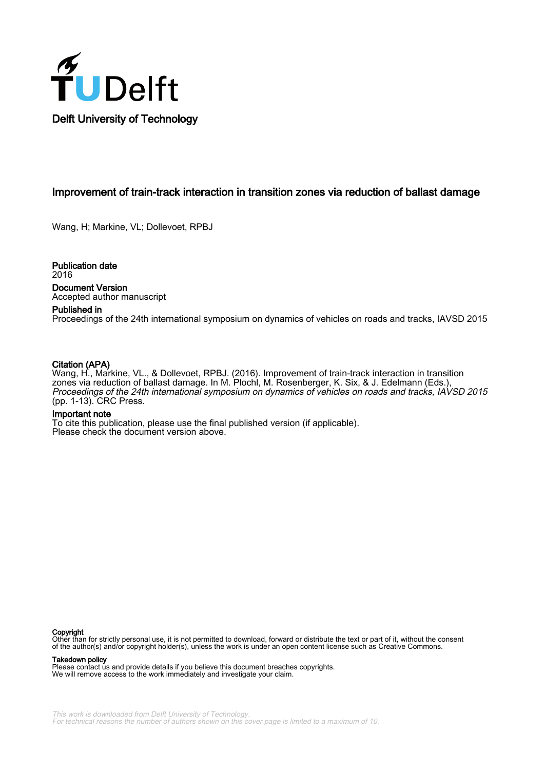Delft University of Technology

# Improvement of train-track interaction in transition zones via reduction of ballast damage

Wang, H; Markine, VL; Dollevoet, RPBJ

**Publication date**
2016

**Document Version**
Accepted author manuscript

**Published in**
Proceedings of the 24th international symposium on dynamics of vehicles on roads and tracks, IAVSD 2015

**Citation (APA)**
Wang, H., Markine, VL., & Dollevoet, RPBJ. (2016). Improvement of train-track interaction in transition zones via reduction of ballast damage. In M. Plochl, M. Rosenberger, K. Six, & J. Edelmann (Eds.), *Proceedings of the 24th international symposium on dynamics of vehicles on roads and tracks, IAVSD 2015* (pp. 1-13). CRC Press.

**Important note**
To cite this publication, please use the final published version (if applicable).
Please check the document version above.

**Copyright**
Other than for strictly personal use, it is not permitted to download, forward or distribute the text or part of it, without the consent of the author(s) and/or copyright holder(s), unless the work is under an open content license such as Creative Commons.

**Takedown policy**
Please contact us and provide details if you believe this document breaches copyrights.
We will remove access to the work immediately and investigate your claim.

*This work is downloaded from Delft University of Technology.*
*For technical reasons the number of authors shown on this cover page is limited to a maximum of 10.*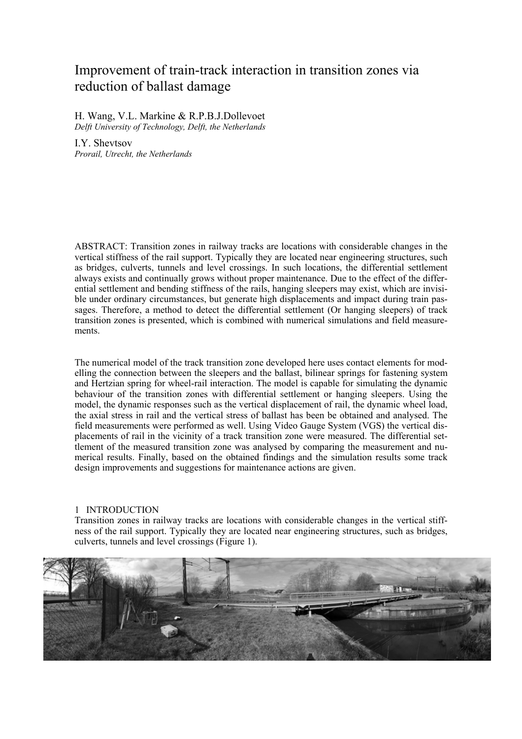# Improvement of train-track interaction in transition zones via reduction of ballast damage

H. Wang, V.L. Markine & R.P.B.J.Dollevoet
*Delft University of Technology, Delft, the Netherlands*

I.Y. Shevtsov
*Prorail, Utrecht, the Netherlands*

ABSTRACT: Transition zones in railway tracks are locations with considerable changes in the vertical stiffness of the rail support. Typically they are located near engineering structures, such as bridges, culverts, tunnels and level crossings. In such locations, the differential settlement always exists and continually grows without proper maintenance. Due to the effect of the differential settlement and bending stiffness of the rails, hanging sleepers may exist, which are invisible under ordinary circumstances, but generate high displacements and impact during train passages. Therefore, a method to detect the differential settlement (Or hanging sleepers) of track transition zones is presented, which is combined with numerical simulations and field measurements.

The numerical model of the track transition zone developed here uses contact elements for modelling the connection between the sleepers and the ballast, bilinear springs for fastening system and Hertzian spring for wheel-rail interaction. The model is capable for simulating the dynamic behaviour of the transition zones with differential settlement or hanging sleepers. Using the model, the dynamic responses such as the vertical displacement of rail, the dynamic wheel load, the axial stress in rail and the vertical stress of ballast has been obtained and analysed. The field measurements were performed as well. Using Video Gauge System (VGS) the vertical displacements of rail in the vicinity of a track transition zone were measured. The differential settlement of the measured transition zone was analysed by comparing the measurement and numerical results. Finally, based on the obtained findings and the simulation results some track design improvements and suggestions for maintenance actions are given.

## 1 INTRODUCTION

Transition zones in railway tracks are locations with considerable changes in the vertical stiffness of the rail support. Typically they are located near engineering structures, such as bridges, culverts, tunnels and level crossings (Figure 1).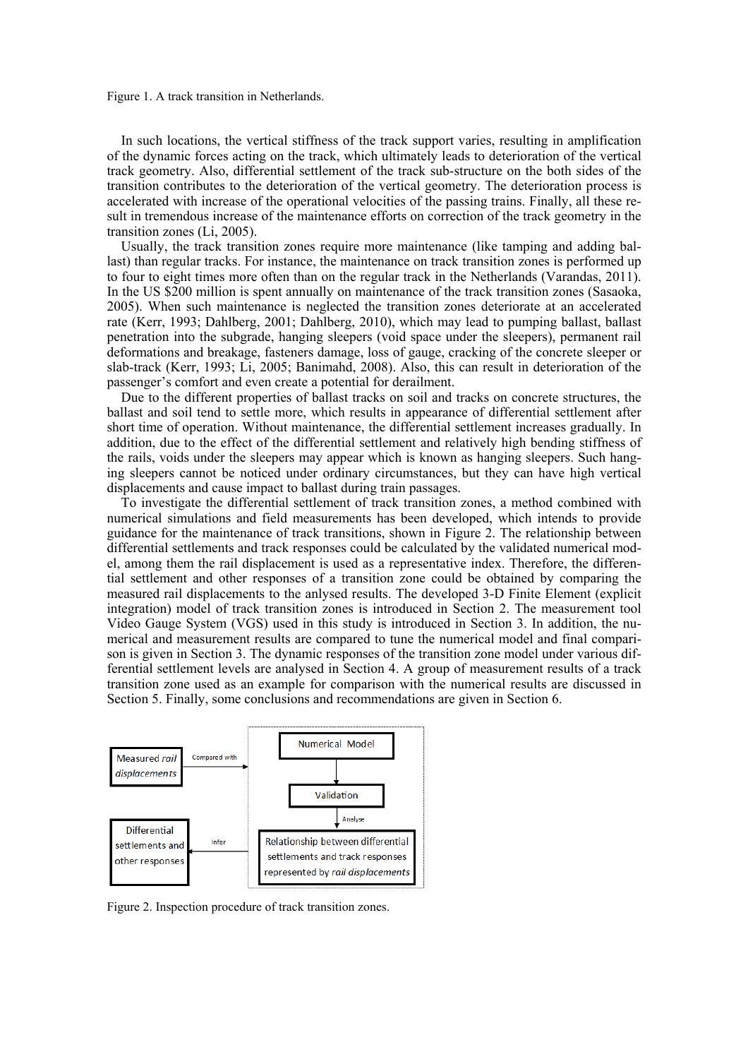Figure 1. A track transition in Netherlands.

In such locations, the vertical stiffness of the track support varies, resulting in amplification of the dynamic forces acting on the track, which ultimately leads to deterioration of the vertical track geometry. Also, differential settlement of the track sub-structure on the both sides of the transition contributes to the deterioration of the vertical geometry. The deterioration process is accelerated with increase of the operational velocities of the passing trains. Finally, all these result in tremendous increase of the maintenance efforts on correction of the track geometry in the transition zones (Li, 2005).

Usually, the track transition zones require more maintenance (like tamping and adding ballast) than regular tracks. For instance, the maintenance on track transition zones is performed up to four to eight times more often than on the regular track in the Netherlands (Varandas, 2011). In the US $200 million is spent annually on maintenance of the track transition zones (Sasaoka, 2005). When such maintenance is neglected the transition zones deteriorate at an accelerated rate (Kerr, 1993; Dahlberg, 2001; Dahlberg, 2010), which may lead to pumping ballast, ballast penetration into the subgrade, hanging sleepers (void space under the sleepers), permanent rail deformations and breakage, fasteners damage, loss of gauge, cracking of the concrete sleeper or slab-track (Kerr, 1993; Li, 2005; Banimahd, 2008). Also, this can result in deterioration of the passenger's comfort and even create a potential for derailment.

Due to the different properties of ballast tracks on soil and tracks on concrete structures, the ballast and soil tend to settle more, which results in appearance of differential settlement after short time of operation. Without maintenance, the differential settlement increases gradually. In addition, due to the effect of the differential settlement and relatively high bending stiffness of the rails, voids under the sleepers may appear which is known as hanging sleepers. Such hanging sleepers cannot be noticed under ordinary circumstances, but they can have high vertical displacements and cause impact to ballast during train passages.

To investigate the differential settlement of track transition zones, a method combined with numerical simulations and field measurements has been developed, which intends to provide guidance for the maintenance of track transitions, shown in Figure 2. The relationship between differential settlements and track responses could be calculated by the validated numerical model, among them the rail displacement is used as a representative index. Therefore, the differential settlement and other responses of a transition zone could be obtained by comparing the measured rail displacements to the anlysed results. The developed 3-D Finite Element (explicit integration) model of track transition zones is introduced in Section 2. The measurement tool Video Gauge System (VGS) used in this study is introduced in Section 3. In addition, the numerical and measurement results are compared to tune the numerical model and final comparison is given in Section 3. The dynamic responses of the transition zone model under various differential settlement levels are analysed in Section 4. A group of measurement results of a track transition zone used as an example for comparison with the numerical results are discussed in Section 5. Finally, some conclusions and recommendations are given in Section 6.

Measured *rail displacements* — Compared with → Numerical Model → Validation → Analyse → Relationship between differential settlements and track responses represented by *rail displacements* → Infer → Differential settlements and other responses

Figure 2. Inspection procedure of track transition zones.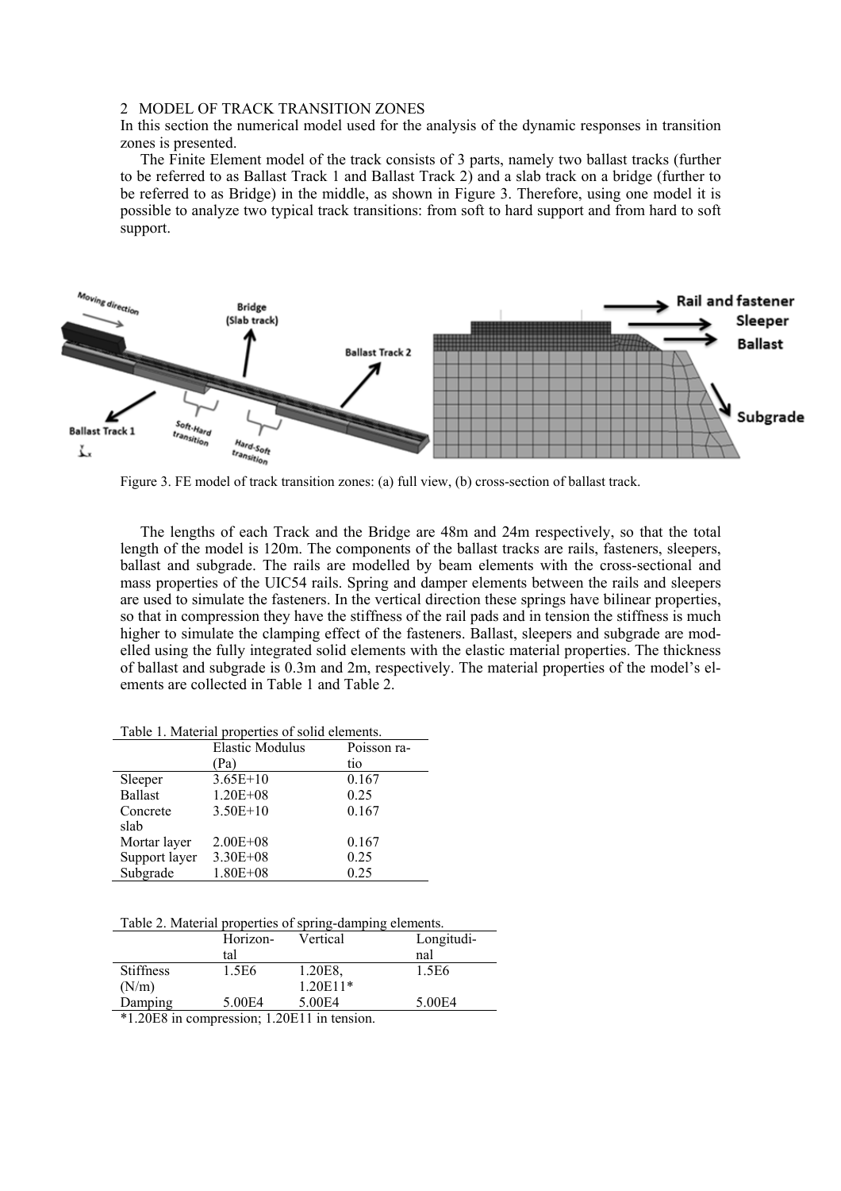## 2 MODEL OF TRACK TRANSITION ZONES

In this section the numerical model used for the analysis of the dynamic responses in transition zones is presented.

The Finite Element model of the track consists of 3 parts, namely two ballast tracks (further to be referred to as Ballast Track 1 and Ballast Track 2) and a slab track on a bridge (further to be referred to as Bridge) in the middle, as shown in Figure 3. Therefore, using one model it is possible to analyze two typical track transitions: from soft to hard support and from hard to soft support.

Figure 3. FE model of track transition zones: (a) full view, (b) cross-section of ballast track.

The lengths of each Track and the Bridge are 48m and 24m respectively, so that the total length of the model is 120m. The components of the ballast tracks are rails, fasteners, sleepers, ballast and subgrade. The rails are modelled by beam elements with the cross-sectional and mass properties of the UIC54 rails. Spring and damper elements between the rails and sleepers are used to simulate the fasteners. In the vertical direction these springs have bilinear properties, so that in compression they have the stiffness of the rail pads and in tension the stiffness is much higher to simulate the clamping effect of the fasteners. Ballast, sleepers and subgrade are modelled using the fully integrated solid elements with the elastic material properties. The thickness of ballast and subgrade is 0.3m and 2m, respectively. The material properties of the model's elements are collected in Table 1 and Table 2.

Table 1. Material properties of solid elements.

| | Elastic Modulus (Pa) | Poisson ratio |
|---|---|---|
| Sleeper | 3.65E+10 | 0.167 |
| Ballast | 1.20E+08 | 0.25 |
| Concrete slab | 3.50E+10 | 0.167 |
| Mortar layer | 2.00E+08 | 0.167 |
| Support layer | 3.30E+08 | 0.25 |
| Subgrade | 1.80E+08 | 0.25 |

Table 2. Material properties of spring-damping elements.

| | Horizontal | Vertical | Longitudinal |
|---|---|---|---|
| Stiffness (N/m) | 1.5E6 | 1.20E8, 1.20E11* | 1.5E6 |
| Damping | 5.00E4 | 5.00E4 | 5.00E4 |

*1.20E8 in compression; 1.20E11 in tension.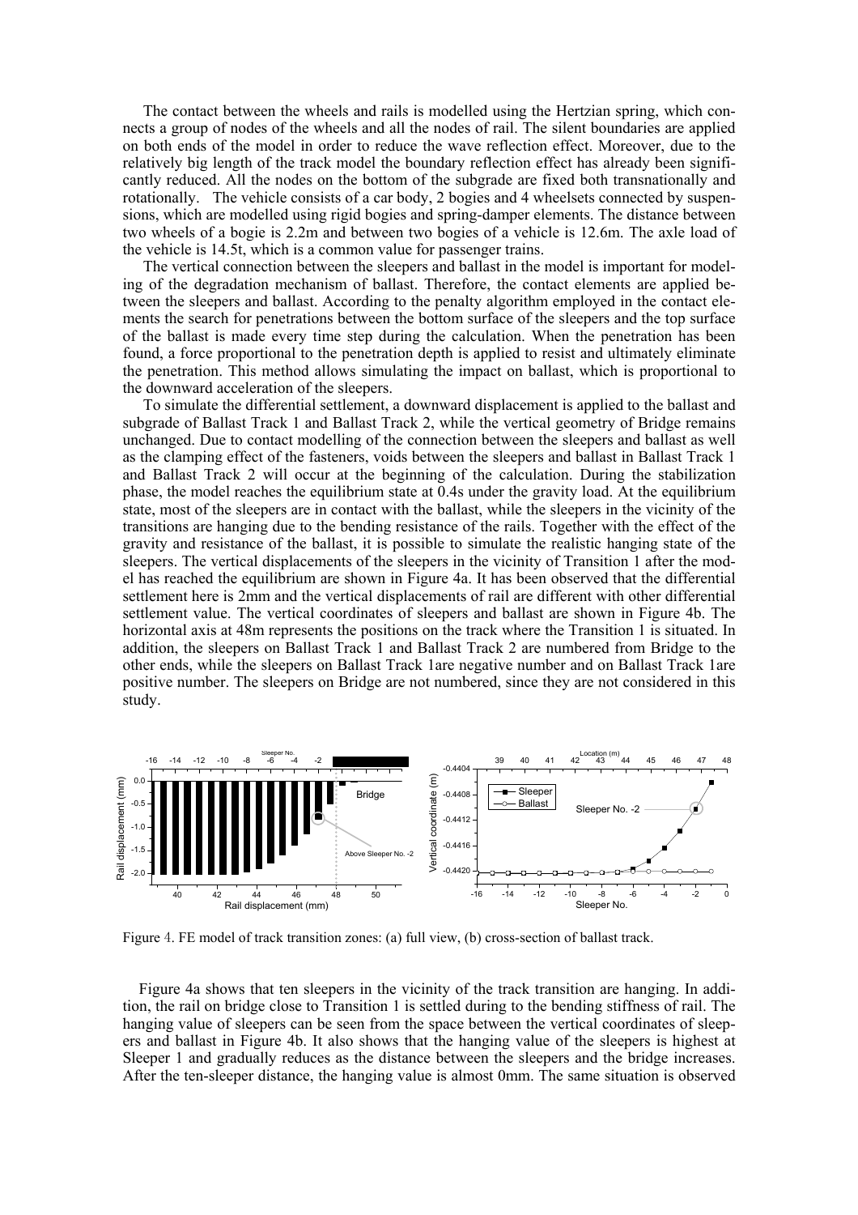The contact between the wheels and rails is modelled using the Hertzian spring, which connects a group of nodes of the wheels and all the nodes of rail. The silent boundaries are applied on both ends of the model in order to reduce the wave reflection effect. Moreover, due to the relatively big length of the track model the boundary reflection effect has already been significantly reduced. All the nodes on the bottom of the subgrade are fixed both transnationally and rotationally. The vehicle consists of a car body, 2 bogies and 4 wheelsets connected by suspensions, which are modelled using rigid bogies and spring-damper elements. The distance between two wheels of a bogie is 2.2m and between two bogies of a vehicle is 12.6m. The axle load of the vehicle is 14.5t, which is a common value for passenger trains.

The vertical connection between the sleepers and ballast in the model is important for modeling of the degradation mechanism of ballast. Therefore, the contact elements are applied between the sleepers and ballast. According to the penalty algorithm employed in the contact elements the search for penetrations between the bottom surface of the sleepers and the top surface of the ballast is made every time step during the calculation. When the penetration has been found, a force proportional to the penetration depth is applied to resist and ultimately eliminate the penetration. This method allows simulating the impact on ballast, which is proportional to the downward acceleration of the sleepers.

To simulate the differential settlement, a downward displacement is applied to the ballast and subgrade of Ballast Track 1 and Ballast Track 2, while the vertical geometry of Bridge remains unchanged. Due to contact modelling of the connection between the sleepers and ballast as well as the clamping effect of the fasteners, voids between the sleepers and ballast in Ballast Track 1 and Ballast Track 2 will occur at the beginning of the calculation. During the stabilization phase, the model reaches the equilibrium state at 0.4s under the gravity load. At the equilibrium state, most of the sleepers are in contact with the ballast, while the sleepers in the vicinity of the transitions are hanging due to the bending resistance of the rails. Together with the effect of the gravity and resistance of the ballast, it is possible to simulate the realistic hanging state of the sleepers. The vertical displacements of the sleepers in the vicinity of Transition 1 after the model has reached the equilibrium are shown in Figure 4a. It has been observed that the differential settlement here is 2mm and the vertical displacements of rail are different with other differential settlement value. The vertical coordinates of sleepers and ballast are shown in Figure 4b. The horizontal axis at 48m represents the positions on the track where the Transition 1 is situated. In addition, the sleepers on Ballast Track 1 and Ballast Track 2 are numbered from Bridge to the other ends, while the sleepers on Ballast Track 1are negative number and on Ballast Track 1are positive number. The sleepers on Bridge are not numbered, since they are not considered in this study.

Figure 4. FE model of track transition zones: (a) full view, (b) cross-section of ballast track.

Figure 4a shows that ten sleepers in the vicinity of the track transition are hanging. In addition, the rail on bridge close to Transition 1 is settled during to the bending stiffness of rail. The hanging value of sleepers can be seen from the space between the vertical coordinates of sleepers and ballast in Figure 4b. It also shows that the hanging value of the sleepers is highest at Sleeper 1 and gradually reduces as the distance between the sleepers and the bridge increases. After the ten-sleeper distance, the hanging value is almost 0mm. The same situation is observed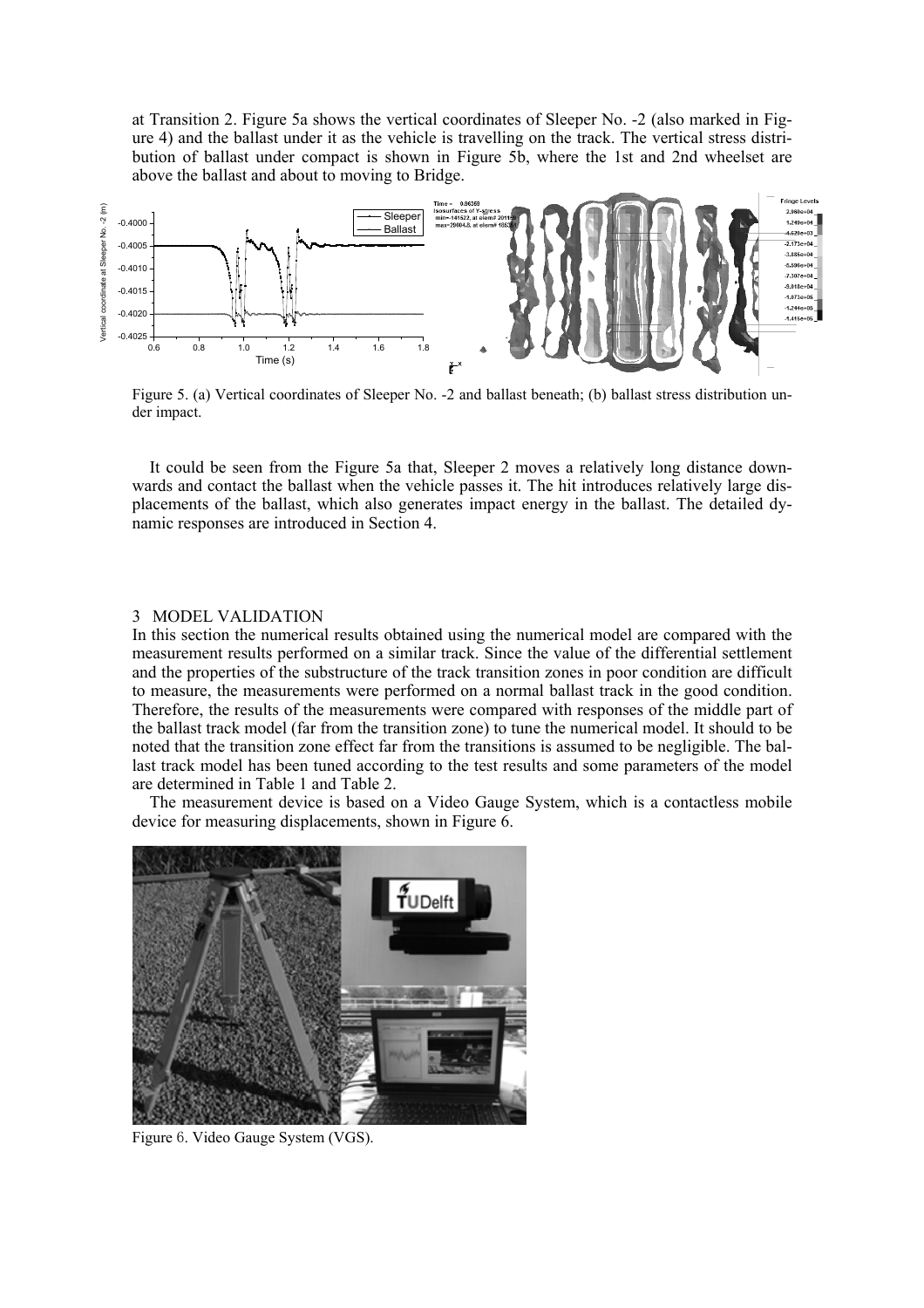at Transition 2. Figure 5a shows the vertical coordinates of Sleeper No. -2 (also marked in Figure 4) and the ballast under it as the vehicle is travelling on the track. The vertical stress distribution of ballast under compact is shown in Figure 5b, where the 1st and 2nd wheelset are above the ballast and about to moving to Bridge.

Figure 5. (a) Vertical coordinates of Sleeper No. -2 and ballast beneath; (b) ballast stress distribution under impact.

It could be seen from the Figure 5a that, Sleeper 2 moves a relatively long distance downwards and contact the ballast when the vehicle passes it. The hit introduces relatively large displacements of the ballast, which also generates impact energy in the ballast. The detailed dynamic responses are introduced in Section 4.

## 3 MODEL VALIDATION

In this section the numerical results obtained using the numerical model are compared with the measurement results performed on a similar track. Since the value of the differential settlement and the properties of the substructure of the track transition zones in poor condition are difficult to measure, the measurements were performed on a normal ballast track in the good condition. Therefore, the results of the measurements were compared with responses of the middle part of the ballast track model (far from the transition zone) to tune the numerical model. It should to be noted that the transition zone effect far from the transitions is assumed to be negligible. The ballast track model has been tuned according to the test results and some parameters of the model are determined in Table 1 and Table 2.

The measurement device is based on a Video Gauge System, which is a contactless mobile device for measuring displacements, shown in Figure 6.

Figure 6. Video Gauge System (VGS).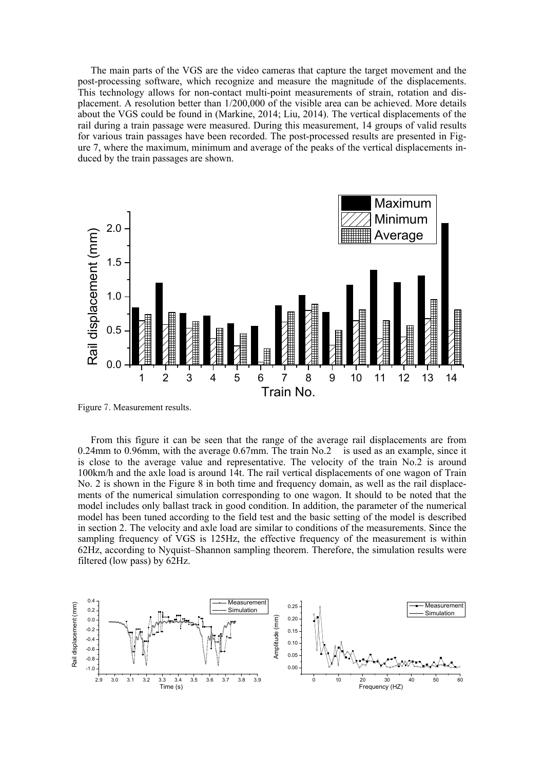The main parts of the VGS are the video cameras that capture the target movement and the post-processing software, which recognize and measure the magnitude of the displacements. This technology allows for non-contact multi-point measurements of strain, rotation and displacement. A resolution better than 1/200,000 of the visible area can be achieved. More details about the VGS could be found in (Markine, 2014; Liu, 2014). The vertical displacements of the rail during a train passage were measured. During this measurement, 14 groups of valid results for various train passages have been recorded. The post-processed results are presented in Figure 7, where the maximum, minimum and average of the peaks of the vertical displacements induced by the train passages are shown.

Figure 7. Measurement results.

From this figure it can be seen that the range of the average rail displacements are from 0.24mm to 0.96mm, with the average 0.67mm. The train No.2 is used as an example, since it is close to the average value and representative. The velocity of the train No.2 is around 100km/h and the axle load is around 14t. The rail vertical displacements of one wagon of Train No. 2 is shown in the Figure 8 in both time and frequency domain, as well as the rail displacements of the numerical simulation corresponding to one wagon. It should to be noted that the model includes only ballast track in good condition. In addition, the parameter of the numerical model has been tuned according to the field test and the basic setting of the model is described in section 2. The velocity and axle load are similar to conditions of the measurements. Since the sampling frequency of VGS is 125Hz, the effective frequency of the measurement is within 62Hz, according to Nyquist–Shannon sampling theorem. Therefore, the simulation results were filtered (low pass) by 62Hz.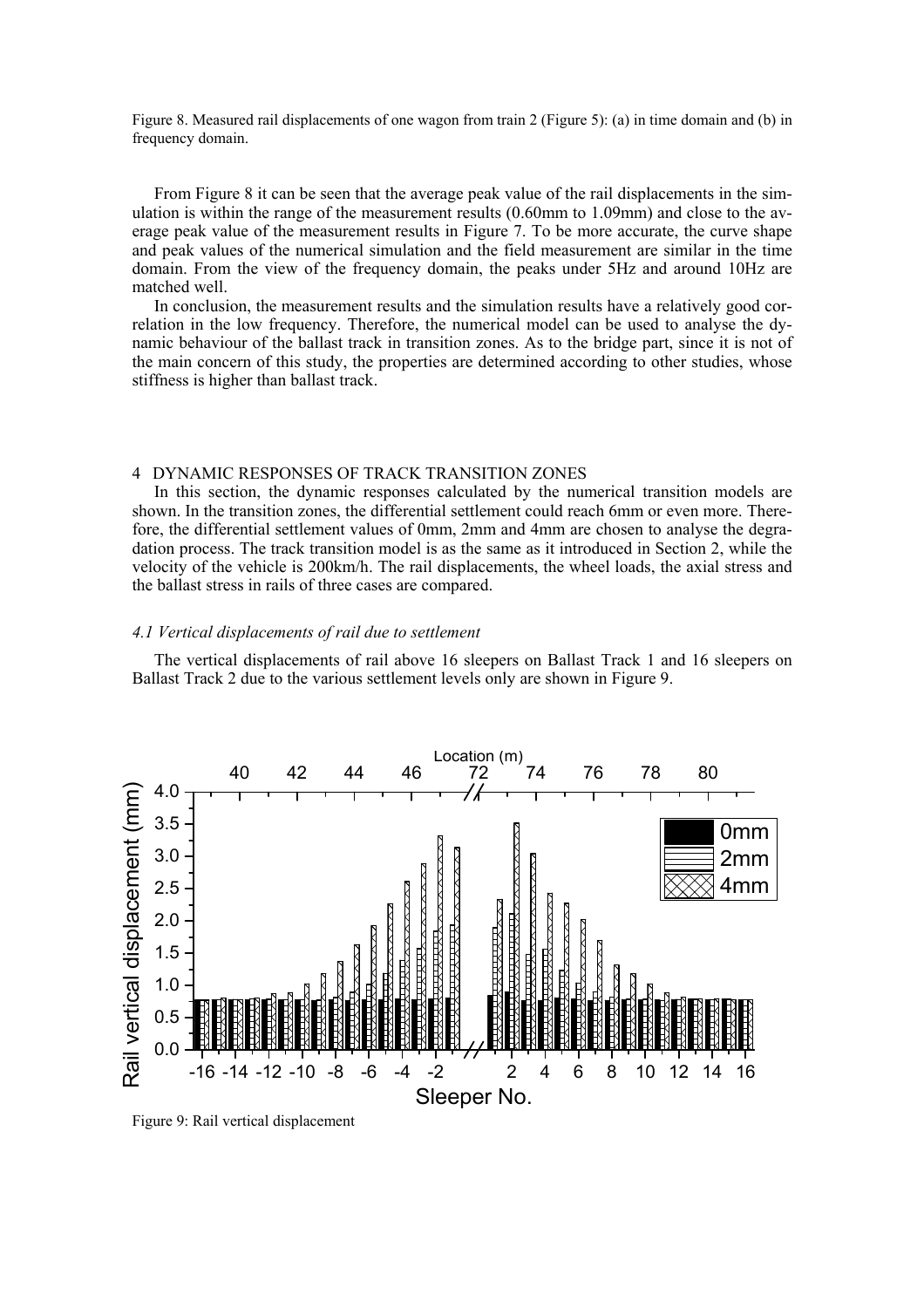Figure 8. Measured rail displacements of one wagon from train 2 (Figure 5): (a) in time domain and (b) in frequency domain.

From Figure 8 it can be seen that the average peak value of the rail displacements in the simulation is within the range of the measurement results (0.60mm to 1.09mm) and close to the average peak value of the measurement results in Figure 7. To be more accurate, the curve shape and peak values of the numerical simulation and the field measurement are similar in the time domain. From the view of the frequency domain, the peaks under 5Hz and around 10Hz are matched well.

In conclusion, the measurement results and the simulation results have a relatively good correlation in the low frequency. Therefore, the numerical model can be used to analyse the dynamic behaviour of the ballast track in transition zones. As to the bridge part, since it is not of the main concern of this study, the properties are determined according to other studies, whose stiffness is higher than ballast track.

## 4 DYNAMIC RESPONSES OF TRACK TRANSITION ZONES

In this section, the dynamic responses calculated by the numerical transition models are shown. In the transition zones, the differential settlement could reach 6mm or even more. Therefore, the differential settlement values of 0mm, 2mm and 4mm are chosen to analyse the degradation process. The track transition model is as the same as it introduced in Section 2, while the velocity of the vehicle is 200km/h. The rail displacements, the wheel loads, the axial stress and the ballast stress in rails of three cases are compared.

### *4.1 Vertical displacements of rail due to settlement*

The vertical displacements of rail above 16 sleepers on Ballast Track 1 and 16 sleepers on Ballast Track 2 due to the various settlement levels only are shown in Figure 9.

Figure 9: Rail vertical displacement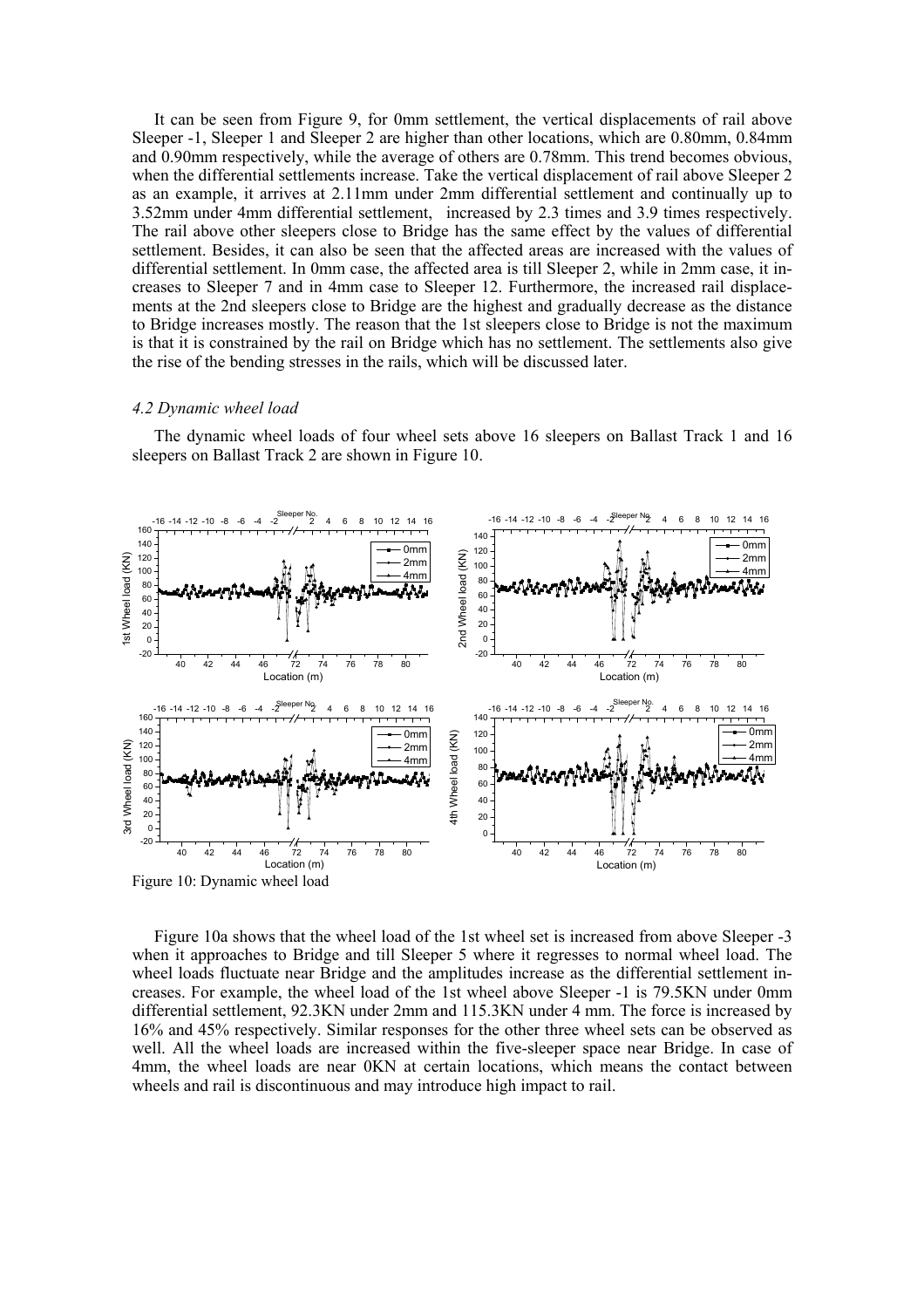It can be seen from Figure 9, for 0mm settlement, the vertical displacements of rail above Sleeper -1, Sleeper 1 and Sleeper 2 are higher than other locations, which are 0.80mm, 0.84mm and 0.90mm respectively, while the average of others are 0.78mm. This trend becomes obvious, when the differential settlements increase. Take the vertical displacement of rail above Sleeper 2 as an example, it arrives at 2.11mm under 2mm differential settlement and continually up to 3.52mm under 4mm differential settlement, increased by 2.3 times and 3.9 times respectively. The rail above other sleepers close to Bridge has the same effect by the values of differential settlement. Besides, it can also be seen that the affected areas are increased with the values of differential settlement. In 0mm case, the affected area is till Sleeper 2, while in 2mm case, it increases to Sleeper 7 and in 4mm case to Sleeper 12. Furthermore, the increased rail displacements at the 2nd sleepers close to Bridge are the highest and gradually decrease as the distance to Bridge increases mostly. The reason that the 1st sleepers close to Bridge is not the maximum is that it is constrained by the rail on Bridge which has no settlement. The settlements also give the rise of the bending stresses in the rails, which will be discussed later.

### *4.2 Dynamic wheel load*

The dynamic wheel loads of four wheel sets above 16 sleepers on Ballast Track 1 and 16 sleepers on Ballast Track 2 are shown in Figure 10.

Figure 10: Dynamic wheel load

Figure 10a shows that the wheel load of the 1st wheel set is increased from above Sleeper -3 when it approaches to Bridge and till Sleeper 5 where it regresses to normal wheel load. The wheel loads fluctuate near Bridge and the amplitudes increase as the differential settlement increases. For example, the wheel load of the 1st wheel above Sleeper -1 is 79.5KN under 0mm differential settlement, 92.3KN under 2mm and 115.3KN under 4 mm. The force is increased by 16% and 45% respectively. Similar responses for the other three wheel sets can be observed as well. All the wheel loads are increased within the five-sleeper space near Bridge. In case of 4mm, the wheel loads are near 0KN at certain locations, which means the contact between wheels and rail is discontinuous and may introduce high impact to rail.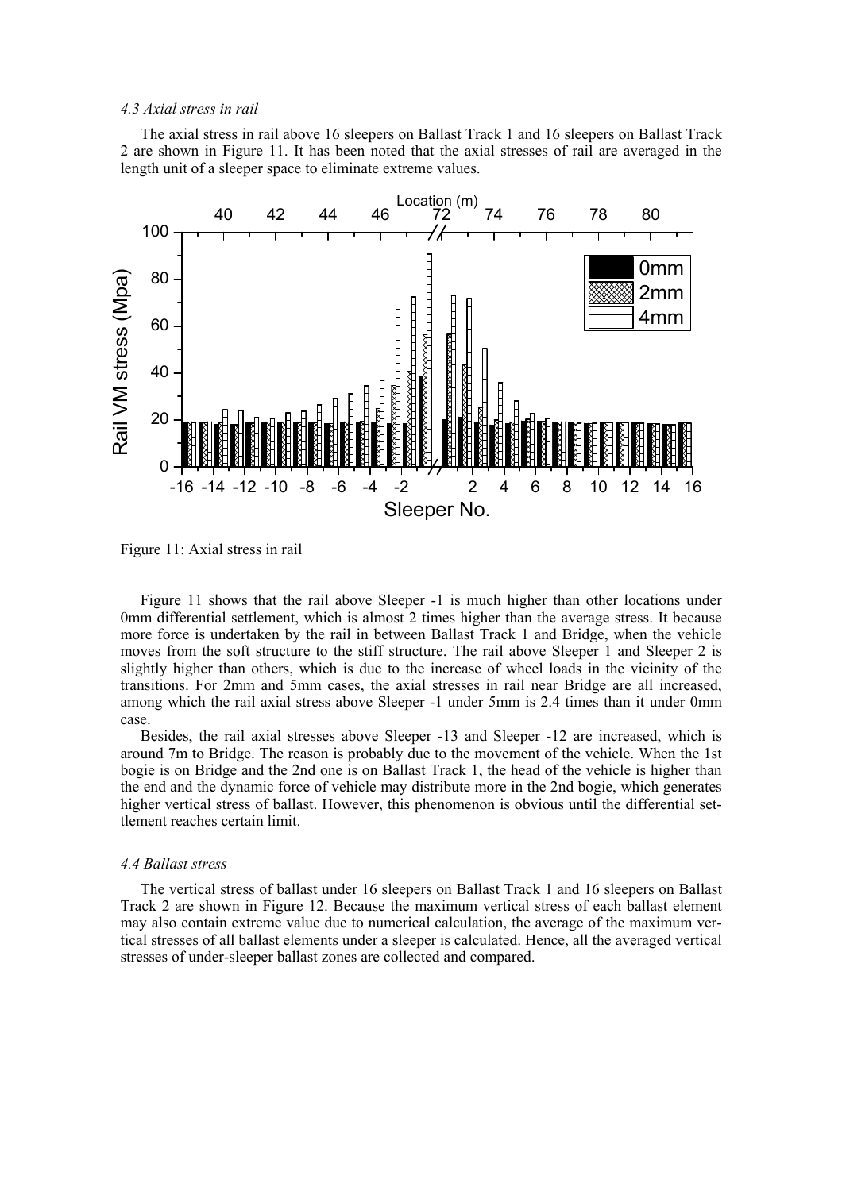### *4.3 Axial stress in rail*

The axial stress in rail above 16 sleepers on Ballast Track 1 and 16 sleepers on Ballast Track 2 are shown in Figure 11. It has been noted that the axial stresses of rail are averaged in the length unit of a sleeper space to eliminate extreme values.

Figure 11: Axial stress in rail

Figure 11 shows that the rail above Sleeper -1 is much higher than other locations under 0mm differential settlement, which is almost 2 times higher than the average stress. It because more force is undertaken by the rail in between Ballast Track 1 and Bridge, when the vehicle moves from the soft structure to the stiff structure. The rail above Sleeper 1 and Sleeper 2 is slightly higher than others, which is due to the increase of wheel loads in the vicinity of the transitions. For 2mm and 5mm cases, the axial stresses in rail near Bridge are all increased, among which the rail axial stress above Sleeper -1 under 5mm is 2.4 times than it under 0mm case.

Besides, the rail axial stresses above Sleeper -13 and Sleeper -12 are increased, which is around 7m to Bridge. The reason is probably due to the movement of the vehicle. When the 1st bogie is on Bridge and the 2nd one is on Ballast Track 1, the head of the vehicle is higher than the end and the dynamic force of vehicle may distribute more in the 2nd bogie, which generates higher vertical stress of ballast. However, this phenomenon is obvious until the differential settlement reaches certain limit.

### *4.4 Ballast stress*

The vertical stress of ballast under 16 sleepers on Ballast Track 1 and 16 sleepers on Ballast Track 2 are shown in Figure 12. Because the maximum vertical stress of each ballast element may also contain extreme value due to numerical calculation, the average of the maximum vertical stresses of all ballast elements under a sleeper is calculated. Hence, all the averaged vertical stresses of under-sleeper ballast zones are collected and compared.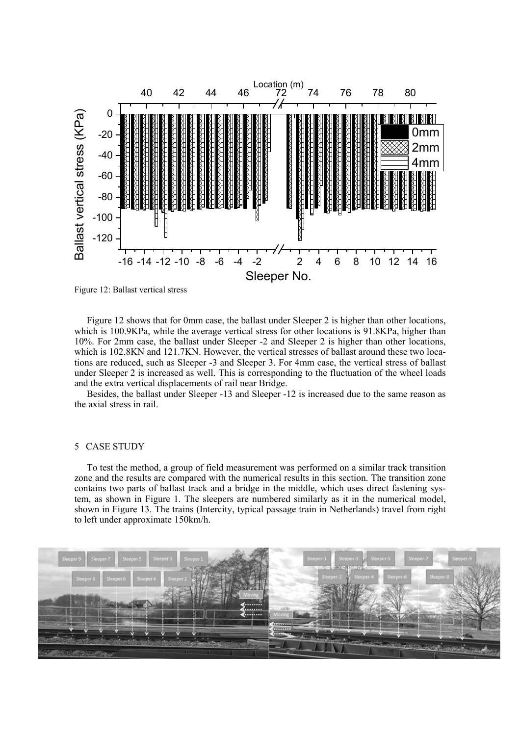Figure 12: Ballast vertical stress

Figure 12 shows that for 0mm case, the ballast under Sleeper 2 is higher than other locations, which is 100.9KPa, while the average vertical stress for other locations is 91.8KPa, higher than 10%. For 2mm case, the ballast under Sleeper -2 and Sleeper 2 is higher than other locations, which is 102.8KN and 121.7KN. However, the vertical stresses of ballast around these two locations are reduced, such as Sleeper -3 and Sleeper 3. For 4mm case, the vertical stress of ballast under Sleeper 2 is increased as well. This is corresponding to the fluctuation of the wheel loads and the extra vertical displacements of rail near Bridge.

Besides, the ballast under Sleeper -13 and Sleeper -12 is increased due to the same reason as the axial stress in rail.

## 5 CASE STUDY

To test the method, a group of field measurement was performed on a similar track transition zone and the results are compared with the numerical results in this section. The transition zone contains two parts of ballast track and a bridge in the middle, which uses direct fastening system, as shown in Figure 1. The sleepers are numbered similarly as it in the numerical model, shown in Figure 13. The trains (Intercity, typical passage train in Netherlands) travel from right to left under approximate 150km/h.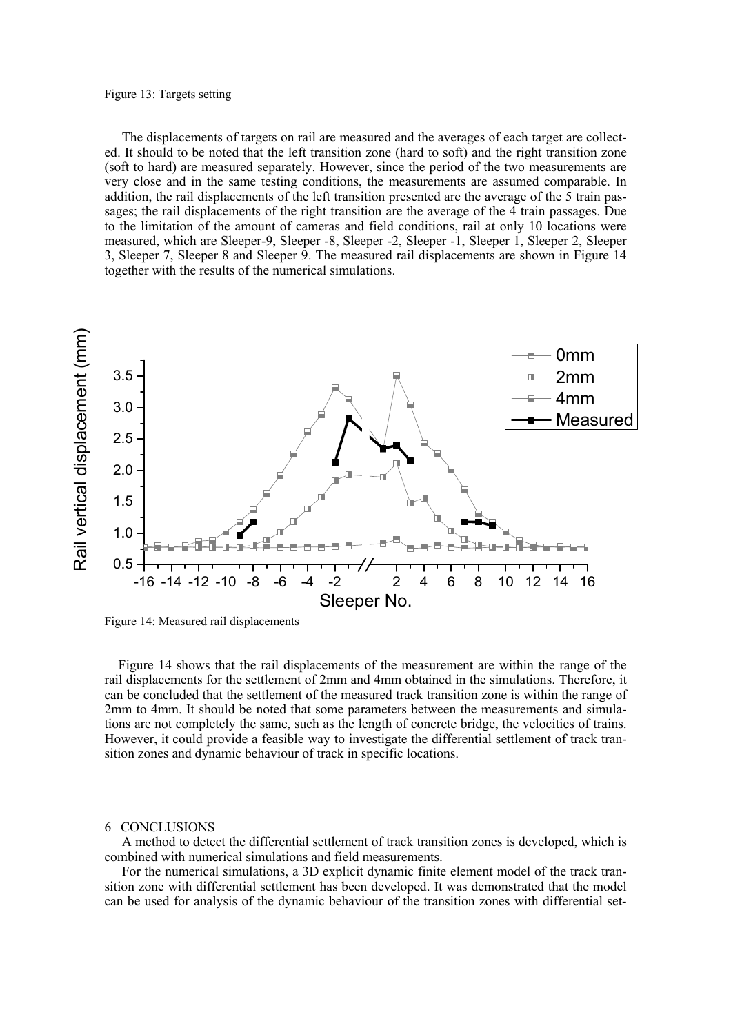Figure 13: Targets setting

The displacements of targets on rail are measured and the averages of each target are collected. It should to be noted that the left transition zone (hard to soft) and the right transition zone (soft to hard) are measured separately. However, since the period of the two measurements are very close and in the same testing conditions, the measurements are assumed comparable. In addition, the rail displacements of the left transition presented are the average of the 5 train passages; the rail displacements of the right transition are the average of the 4 train passages. Due to the limitation of the amount of cameras and field conditions, rail at only 10 locations were measured, which are Sleeper-9, Sleeper -8, Sleeper -2, Sleeper -1, Sleeper 1, Sleeper 2, Sleeper 3, Sleeper 7, Sleeper 8 and Sleeper 9. The measured rail displacements are shown in Figure 14 together with the results of the numerical simulations.

Figure 14: Measured rail displacements

Figure 14 shows that the rail displacements of the measurement are within the range of the rail displacements for the settlement of 2mm and 4mm obtained in the simulations. Therefore, it can be concluded that the settlement of the measured track transition zone is within the range of 2mm to 4mm. It should be noted that some parameters between the measurements and simulations are not completely the same, such as the length of concrete bridge, the velocities of trains. However, it could provide a feasible way to investigate the differential settlement of track transition zones and dynamic behaviour of track in specific locations.

## 6 CONCLUSIONS

A method to detect the differential settlement of track transition zones is developed, which is combined with numerical simulations and field measurements.

For the numerical simulations, a 3D explicit dynamic finite element model of the track transition zone with differential settlement has been developed. It was demonstrated that the model can be used for analysis of the dynamic behaviour of the transition zones with differential set-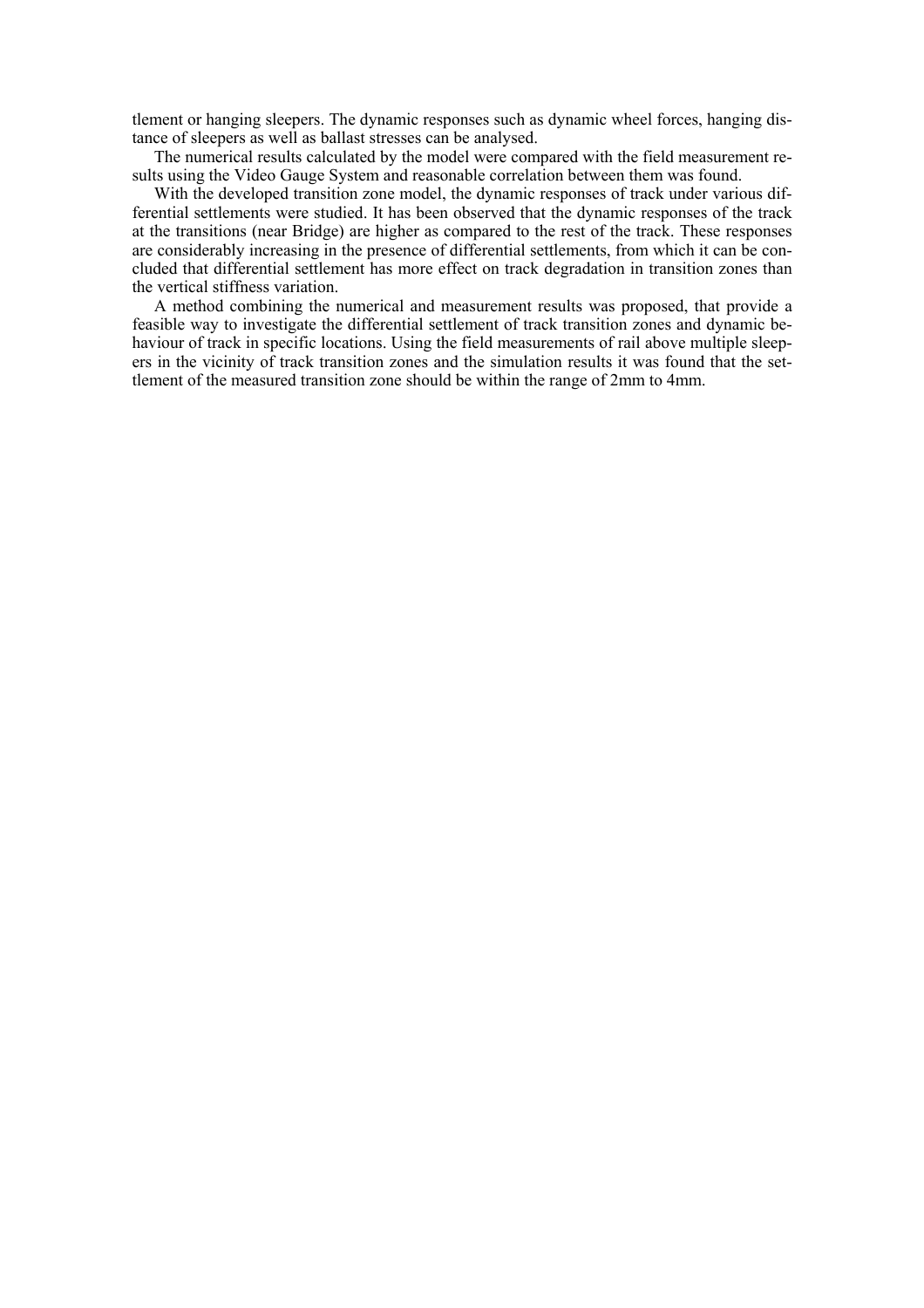tlement or hanging sleepers. The dynamic responses such as dynamic wheel forces, hanging distance of sleepers as well as ballast stresses can be analysed.

The numerical results calculated by the model were compared with the field measurement results using the Video Gauge System and reasonable correlation between them was found.

With the developed transition zone model, the dynamic responses of track under various differential settlements were studied. It has been observed that the dynamic responses of the track at the transitions (near Bridge) are higher as compared to the rest of the track. These responses are considerably increasing in the presence of differential settlements, from which it can be concluded that differential settlement has more effect on track degradation in transition zones than the vertical stiffness variation.

A method combining the numerical and measurement results was proposed, that provide a feasible way to investigate the differential settlement of track transition zones and dynamic behaviour of track in specific locations. Using the field measurements of rail above multiple sleepers in the vicinity of track transition zones and the simulation results it was found that the settlement of the measured transition zone should be within the range of 2mm to 4mm.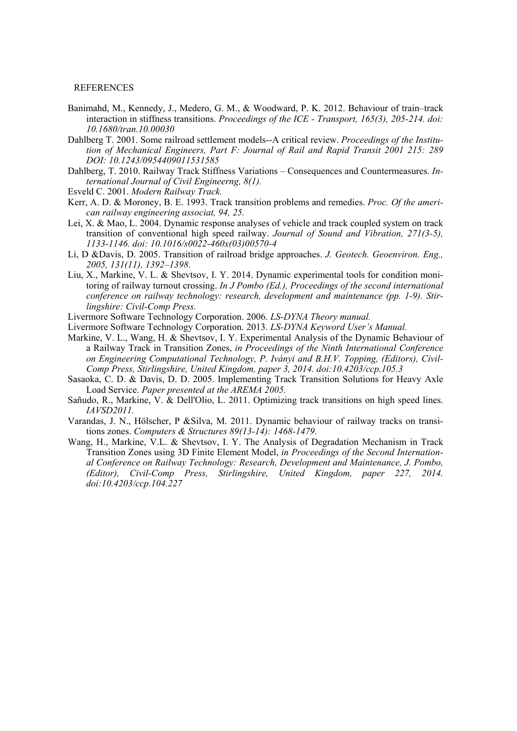REFERENCES

Banimahd, M., Kennedy, J., Medero, G. M., & Woodward, P. K. 2012. Behaviour of train–track interaction in stiffness transitions. *Proceedings of the ICE - Transport, 165(3), 205-214. doi: 10.1680/tran.10.00030*

Dahlberg T. 2001. Some railroad settlement models--A critical review. *Proceedings of the Institution of Mechanical Engineers, Part F: Journal of Rail and Rapid Transit 2001 215: 289 DOI: 10.1243/0954409011531585*

Dahlberg, T. 2010. Railway Track Stiffness Variations – Consequences and Countermeasures. *International Journal of Civil Engineerng, 8(1).*

Esveld C. 2001. *Modern Railway Track.*

Kerr, A. D. & Moroney, B. E. 1993. Track transition problems and remedies. *Proc. Of the american railway engineering associat, 94, 25.*

Lei, X. & Mao, L. 2004. Dynamic response analyses of vehicle and track coupled system on track transition of conventional high speed railway. *Journal of Sound and Vibration, 271(3-5), 1133-1146. doi: 10.1016/s0022-460x(03)00570-4*

Li, D &Davis, D. 2005. Transition of railroad bridge approaches. *J. Geotech. Geoenviron. Eng., 2005, 131(11), 1392–1398*.

Liu, X., Markine, V. L. & Shevtsov, I. Y. 2014. Dynamic experimental tools for condition monitoring of railway turnout crossing. *In J Pombo (Ed.), Proceedings of the second international conference on railway technology: research, development and maintenance (pp. 1-9). Stirlingshire: Civil-Comp Press.*

Livermore Software Technology Corporation. 2006. *LS-DYNA Theory manual.*

Livermore Software Technology Corporation. 2013. *LS-DYNA Keyword User's Manual.*

Markine, V. L., Wang, H. & Shevtsov, I. Y. Experimental Analysis of the Dynamic Behaviour of a Railway Track in Transition Zones, *in Proceedings of the Ninth International Conference on Engineering Computational Technology, P. Iványi and B.H.V. Topping, (Editors), Civil-Comp Press, Stirlingshire, United Kingdom, paper 3, 2014. doi:10.4203/ccp.105.3*

Sasaoka, C. D. & Davis, D. D. 2005. Implementing Track Transition Solutions for Heavy Axle Load Service. *Paper presented at the AREMA 2005.*

Sañudo, R., Markine, V. & Dell'Olio, L. 2011. Optimizing track transitions on high speed lines. *IAVSD2011.*

Varandas, J. N., Hölscher, P &Silva, M. 2011. Dynamic behaviour of railway tracks on transitions zones. *Computers & Structures 89(13-14): 1468-1479.*

Wang, H., Markine, V.L. & Shevtsov, I. Y. The Analysis of Degradation Mechanism in Track Transition Zones using 3D Finite Element Model, *in Proceedings of the Second International Conference on Railway Technology: Research, Development and Maintenance, J. Pombo, (Editor), Civil-Comp Press, Stirlingshire, United Kingdom, paper 227, 2014. doi:10.4203/ccp.104.227*